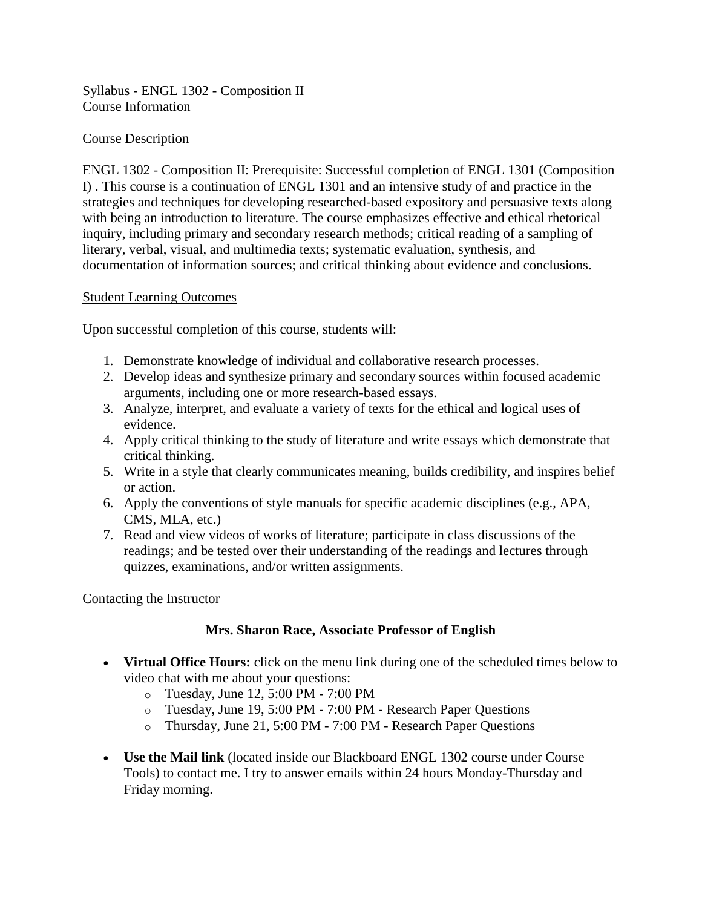Syllabus - ENGL 1302 - Composition II
Course Information

## Course Description

ENGL 1302 - Composition II: Prerequisite: Successful completion of ENGL 1301 (Composition I) . This course is a continuation of ENGL 1301 and an intensive study of and practice in the strategies and techniques for developing researched-based expository and persuasive texts along with being an introduction to literature. The course emphasizes effective and ethical rhetorical inquiry, including primary and secondary research methods; critical reading of a sampling of literary, verbal, visual, and multimedia texts; systematic evaluation, synthesis, and documentation of information sources; and critical thinking about evidence and conclusions.

## Student Learning Outcomes

Upon successful completion of this course, students will:

1. Demonstrate knowledge of individual and collaborative research processes.
2. Develop ideas and synthesize primary and secondary sources within focused academic arguments, including one or more research-based essays.
3. Analyze, interpret, and evaluate a variety of texts for the ethical and logical uses of evidence.
4. Apply critical thinking to the study of literature and write essays which demonstrate that critical thinking.
5. Write in a style that clearly communicates meaning, builds credibility, and inspires belief or action.
6. Apply the conventions of style manuals for specific academic disciplines (e.g., APA, CMS, MLA, etc.)
7. Read and view videos of works of literature; participate in class discussions of the readings; and be tested over their understanding of the readings and lectures through quizzes, examinations, and/or written assignments.

## Contacting the Instructor

**Mrs. Sharon Race, Associate Professor of English**

- **Virtual Office Hours:** click on the menu link during one of the scheduled times below to video chat with me about your questions:
    - Tuesday, June 12, 5:00 PM - 7:00 PM
    - Tuesday, June 19, 5:00 PM - 7:00 PM - Research Paper Questions
    - Thursday, June 21, 5:00 PM - 7:00 PM - Research Paper Questions
- **Use the Mail link** (located inside our Blackboard ENGL 1302 course under Course Tools) to contact me. I try to answer emails within 24 hours Monday-Thursday and Friday morning.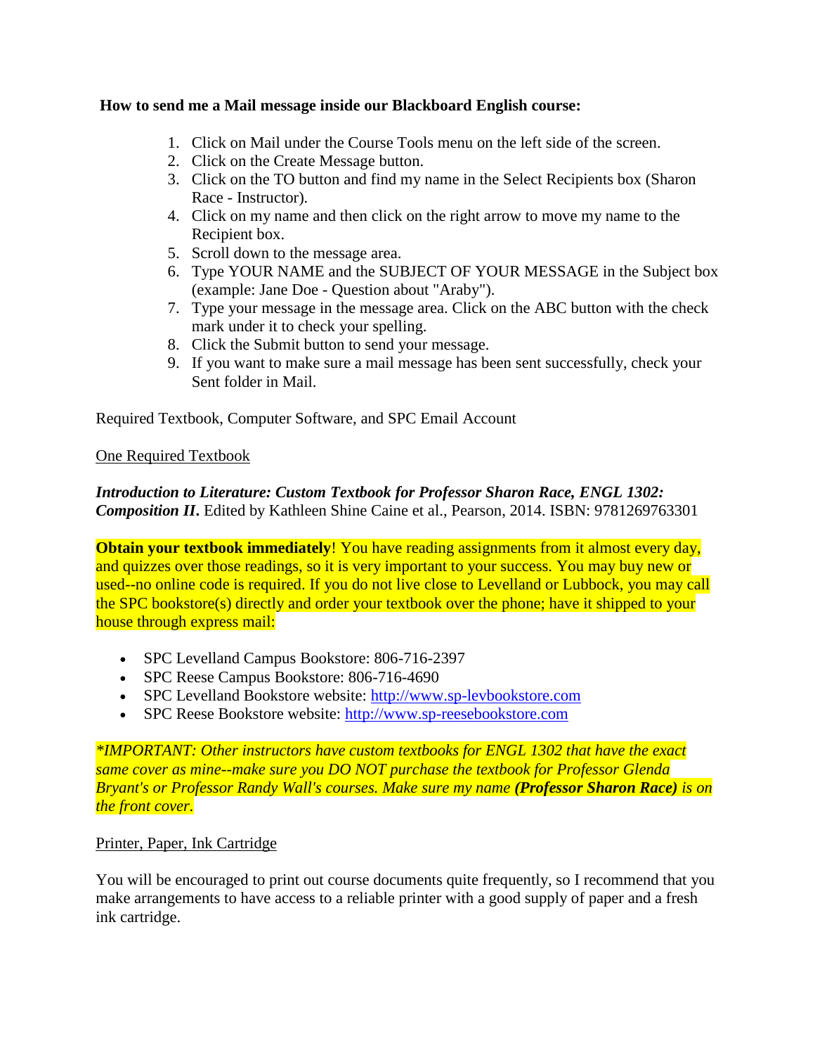**How to send me a Mail message inside our Blackboard English course:**

1. Click on Mail under the Course Tools menu on the left side of the screen.
2. Click on the Create Message button.
3. Click on the TO button and find my name in the Select Recipients box (Sharon Race - Instructor).
4. Click on my name and then click on the right arrow to move my name to the Recipient box.
5. Scroll down to the message area.
6. Type YOUR NAME and the SUBJECT OF YOUR MESSAGE in the Subject box (example: Jane Doe - Question about "Araby").
7. Type your message in the message area. Click on the ABC button with the check mark under it to check your spelling.
8. Click the Submit button to send your message.
9. If you want to make sure a mail message has been sent successfully, check your Sent folder in Mail.

Required Textbook, Computer Software, and SPC Email Account

One Required Textbook

***Introduction to Literature: Custom Textbook for Professor Sharon Race, ENGL 1302: Composition II*.** Edited by Kathleen Shine Caine et al., Pearson, 2014. ISBN: 9781269763301

**Obtain your textbook immediately**! You have reading assignments from it almost every day, and quizzes over those readings, so it is very important to your success. You may buy new or used--no online code is required. If you do not live close to Levelland or Lubbock, you may call the SPC bookstore(s) directly and order your textbook over the phone; have it shipped to your house through express mail:

- SPC Levelland Campus Bookstore: 806-716-2397
- SPC Reese Campus Bookstore: 806-716-4690
- SPC Levelland Bookstore website: [http://www.sp-levbookstore.com](http://www.sp-levbookstore.com)
- SPC Reese Bookstore website: [http://www.sp-reesebookstore.com](http://www.sp-reesebookstore.com)

*\*IMPORTANT: Other instructors have custom textbooks for ENGL 1302 that have the exact same cover as mine--make sure you DO NOT purchase the textbook for Professor Glenda Bryant's or Professor Randy Wall's courses. Make sure my name **(Professor Sharon Race)** is on the front cover.*

Printer, Paper, Ink Cartridge

You will be encouraged to print out course documents quite frequently, so I recommend that you make arrangements to have access to a reliable printer with a good supply of paper and a fresh ink cartridge.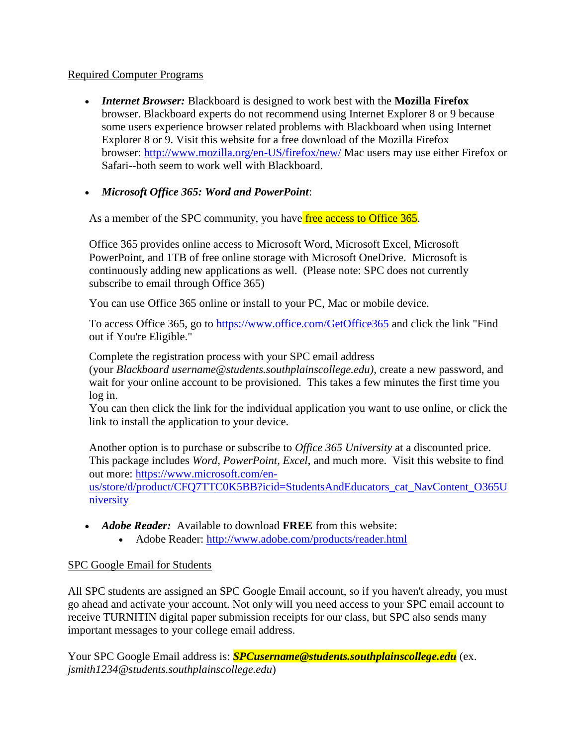<u>Required Computer Programs</u>

- ***Internet Browser:*** Blackboard is designed to work best with the **Mozilla Firefox** browser. Blackboard experts do not recommend using Internet Explorer 8 or 9 because some users experience browser related problems with Blackboard when using Internet Explorer 8 or 9. Visit this website for a free download of the Mozilla Firefox browser: http://www.mozilla.org/en-US/firefox/new/ Mac users may use either Firefox or Safari--both seem to work well with Blackboard.

- ***Microsoft Office 365: Word and PowerPoint***:

  As a member of the SPC community, you have free access to Office 365.

  Office 365 provides online access to Microsoft Word, Microsoft Excel, Microsoft PowerPoint, and 1TB of free online storage with Microsoft OneDrive. Microsoft is continuously adding new applications as well. (Please note: SPC does not currently subscribe to email through Office 365)

  You can use Office 365 online or install to your PC, Mac or mobile device.

  To access Office 365, go to https://www.office.com/GetOffice365 and click the link "Find out if You're Eligible."

  Complete the registration process with your SPC email address (your *Blackboard username@students.southplainscollege.edu)*, create a new password, and wait for your online account to be provisioned. This takes a few minutes the first time you log in.
  You can then click the link for the individual application you want to use online, or click the link to install the application to your device.

  Another option is to purchase or subscribe to *Office 365 University* at a discounted price. This package includes *Word, PowerPoint, Excel*, and much more. Visit this website to find out more: https://www.microsoft.com/en-us/store/d/product/CFQ7TTC0K5BB?icid=StudentsAndEducators_cat_NavContent_O365University

- ***Adobe Reader:*** Available to download **FREE** from this website:
  - Adobe Reader: http://www.adobe.com/products/reader.html

<u>SPC Google Email for Students</u>

All SPC students are assigned an SPC Google Email account, so if you haven't already, you must go ahead and activate your account. Not only will you need access to your SPC email account to receive TURNITIN digital paper submission receipts for our class, but SPC also sends many important messages to your college email address.

Your SPC Google Email address is: ***SPCusername@students.southplainscollege.edu*** (ex. *jsmith1234@students.southplainscollege.edu*)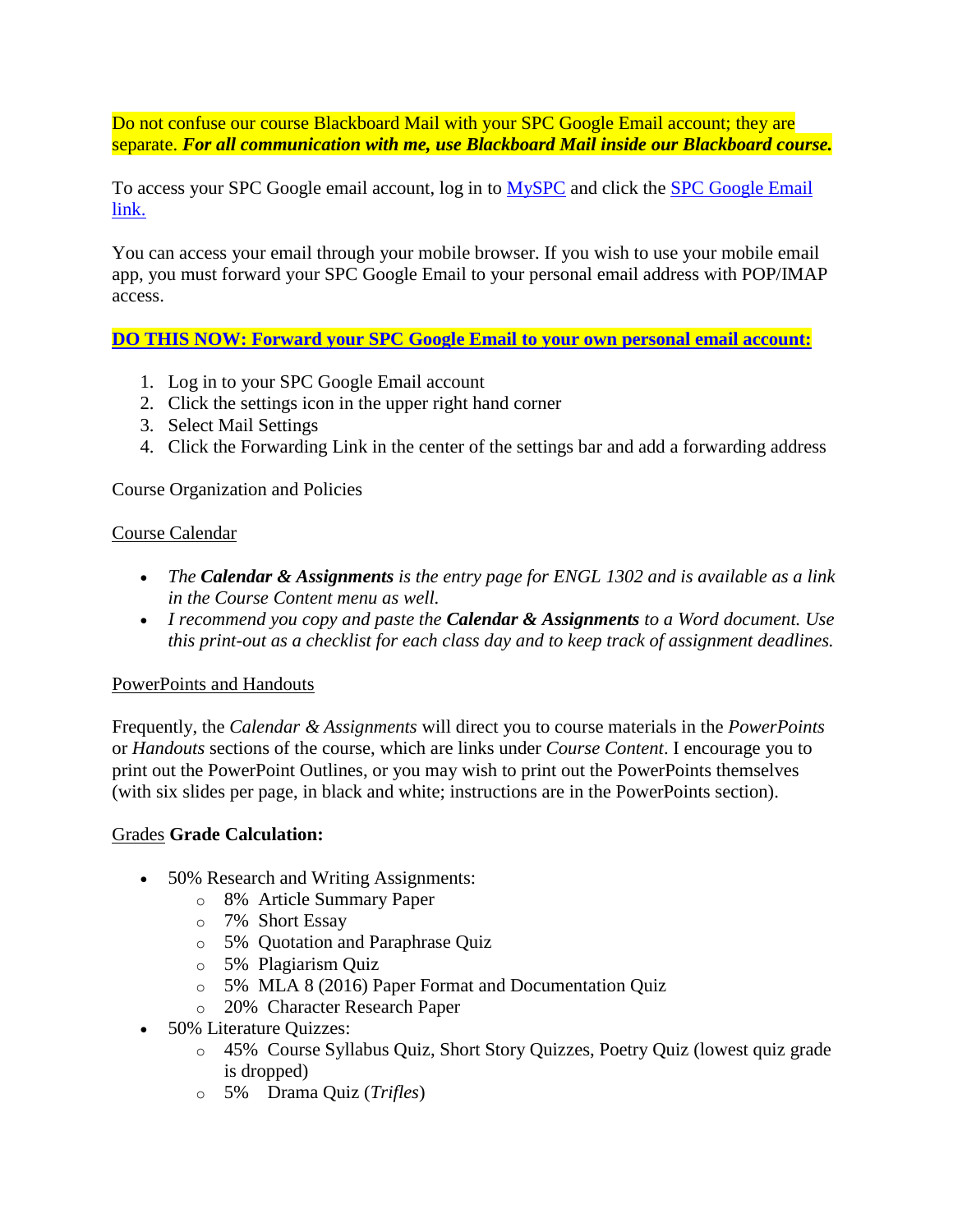Do not confuse our course Blackboard Mail with your SPC Google Email account; they are separate. ***For all communication with me, use Blackboard Mail inside our Blackboard course.***

To access your SPC Google email account, log in to MySPC and click the SPC Google Email link.

You can access your email through your mobile browser. If you wish to use your mobile email app, you must forward your SPC Google Email to your personal email address with POP/IMAP access.

**DO THIS NOW: Forward your SPC Google Email to your own personal email account:**

1. Log in to your SPC Google Email account
2. Click the settings icon in the upper right hand corner
3. Select Mail Settings
4. Click the Forwarding Link in the center of the settings bar and add a forwarding address

Course Organization and Policies

Course Calendar

- *The **Calendar & Assignments** is the entry page for ENGL 1302 and is available as a link in the Course Content menu as well.*
- *I recommend you copy and paste the **Calendar & Assignments** to a Word document. Use this print-out as a checklist for each class day and to keep track of assignment deadlines.*

PowerPoints and Handouts

Frequently, the *Calendar & Assignments* will direct you to course materials in the *PowerPoints* or *Handouts* sections of the course, which are links under *Course Content*. I encourage you to print out the PowerPoint Outlines, or you may wish to print out the PowerPoints themselves (with six slides per page, in black and white; instructions are in the PowerPoints section).

Grades **Grade Calculation:**

- 50% Research and Writing Assignments:
  - 8% Article Summary Paper
  - 7% Short Essay
  - 5% Quotation and Paraphrase Quiz
  - 5% Plagiarism Quiz
  - 5% MLA 8 (2016) Paper Format and Documentation Quiz
  - 20% Character Research Paper
- 50% Literature Quizzes:
  - 45% Course Syllabus Quiz, Short Story Quizzes, Poetry Quiz (lowest quiz grade is dropped)
  - 5% Drama Quiz (*Trifles*)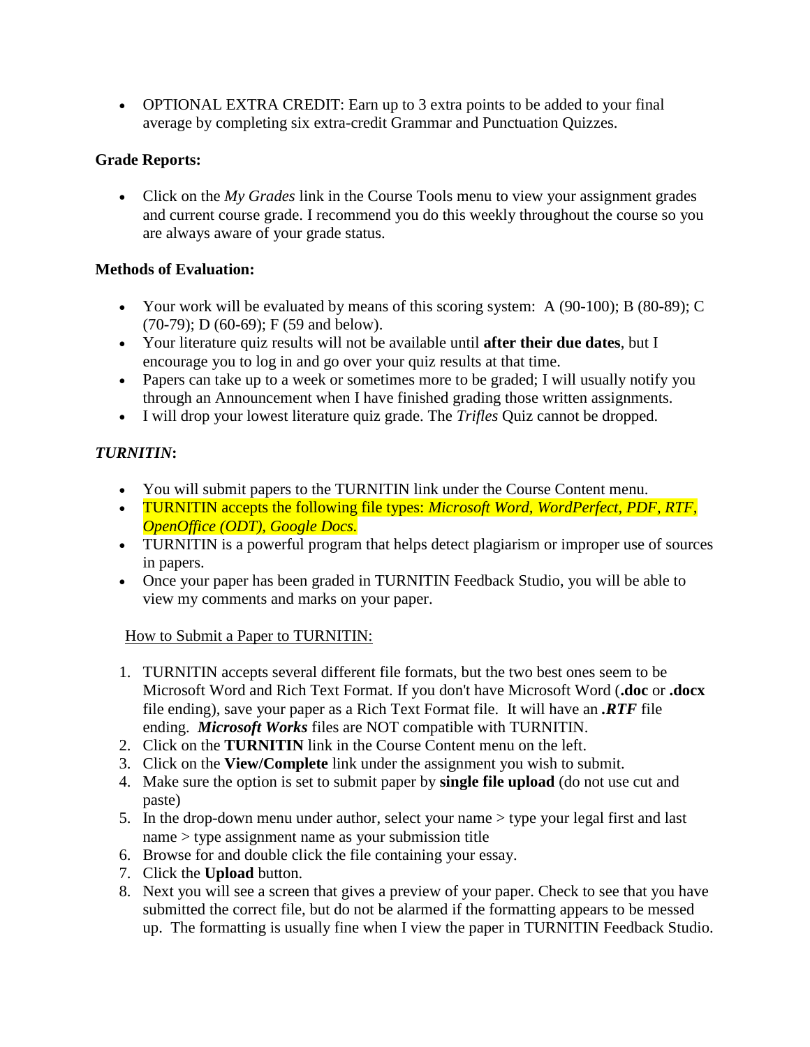- OPTIONAL EXTRA CREDIT: Earn up to 3 extra points to be added to your final average by completing six extra-credit Grammar and Punctuation Quizzes.

**Grade Reports:**

- Click on the *My Grades* link in the Course Tools menu to view your assignment grades and current course grade. I recommend you do this weekly throughout the course so you are always aware of your grade status.

**Methods of Evaluation:**

- Your work will be evaluated by means of this scoring system: A (90-100); B (80-89); C (70-79); D (60-69); F (59 and below).
- Your literature quiz results will not be available until **after their due dates**, but I encourage you to log in and go over your quiz results at that time.
- Papers can take up to a week or sometimes more to be graded; I will usually notify you through an Announcement when I have finished grading those written assignments.
- I will drop your lowest literature quiz grade. The *Trifles* Quiz cannot be dropped.

***TURNITIN*:**

- You will submit papers to the TURNITIN link under the Course Content menu.
- TURNITIN accepts the following file types: *Microsoft Word, WordPerfect, PDF, RTF, OpenOffice (ODT), Google Docs.*
- TURNITIN is a powerful program that helps detect plagiarism or improper use of sources in papers.
- Once your paper has been graded in TURNITIN Feedback Studio, you will be able to view my comments and marks on your paper.

How to Submit a Paper to TURNITIN:

1. TURNITIN accepts several different file formats, but the two best ones seem to be Microsoft Word and Rich Text Format. If you don't have Microsoft Word (**.doc** or **.docx** file ending), save your paper as a Rich Text Format file. It will have an ***.RTF*** file ending. ***Microsoft Works*** files are NOT compatible with TURNITIN.
2. Click on the **TURNITIN** link in the Course Content menu on the left.
3. Click on the **View/Complete** link under the assignment you wish to submit.
4. Make sure the option is set to submit paper by **single file upload** (do not use cut and paste)
5. In the drop-down menu under author, select your name > type your legal first and last name > type assignment name as your submission title
6. Browse for and double click the file containing your essay.
7. Click the **Upload** button.
8. Next you will see a screen that gives a preview of your paper. Check to see that you have submitted the correct file, but do not be alarmed if the formatting appears to be messed up. The formatting is usually fine when I view the paper in TURNITIN Feedback Studio.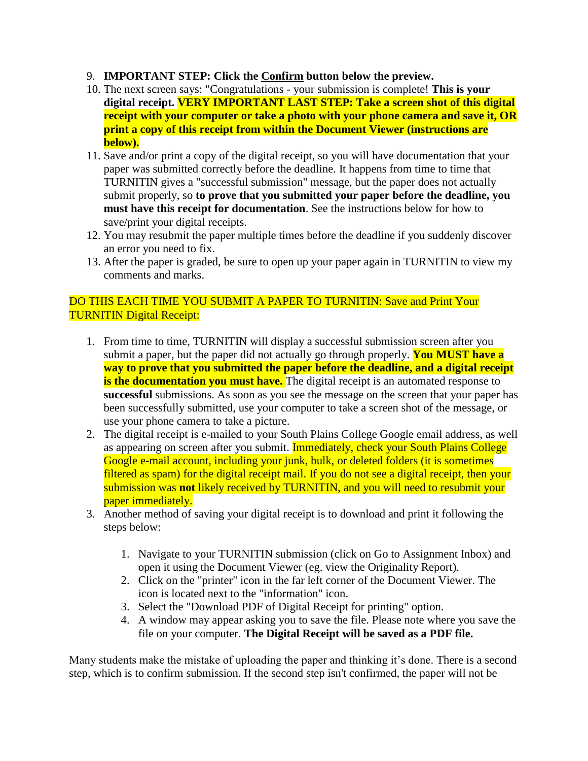9. **IMPORTANT STEP: Click the Confirm button below the preview.**
10. The next screen says: "Congratulations - your submission is complete! **This is your digital receipt. VERY IMPORTANT LAST STEP: Take a screen shot of this digital receipt with your computer or take a photo with your phone camera and save it, OR print a copy of this receipt from within the Document Viewer (instructions are below).**
11. Save and/or print a copy of the digital receipt, so you will have documentation that your paper was submitted correctly before the deadline. It happens from time to time that TURNITIN gives a "successful submission" message, but the paper does not actually submit properly, so **to prove that you submitted your paper before the deadline, you must have this receipt for documentation**. See the instructions below for how to save/print your digital receipts.
12. You may resubmit the paper multiple times before the deadline if you suddenly discover an error you need to fix.
13. After the paper is graded, be sure to open up your paper again in TURNITIN to view my comments and marks.

DO THIS EACH TIME YOU SUBMIT A PAPER TO TURNITIN: Save and Print Your TURNITIN Digital Receipt:

1. From time to time, TURNITIN will display a successful submission screen after you submit a paper, but the paper did not actually go through properly. **You MUST have a way to prove that you submitted the paper before the deadline, and a digital receipt is the documentation you must have.** The digital receipt is an automated response to **successful** submissions. As soon as you see the message on the screen that your paper has been successfully submitted, use your computer to take a screen shot of the message, or use your phone camera to take a picture.
2. The digital receipt is e-mailed to your South Plains College Google email address, as well as appearing on screen after you submit. Immediately, check your South Plains College Google e-mail account, including your junk, bulk, or deleted folders (it is sometimes filtered as spam) for the digital receipt mail. If you do not see a digital receipt, then your submission was **not** likely received by TURNITIN, and you will need to resubmit your paper immediately.
3. Another method of saving your digital receipt is to download and print it following the steps below:
    1. Navigate to your TURNITIN submission (click on Go to Assignment Inbox) and open it using the Document Viewer (eg. view the Originality Report).
    2. Click on the "printer" icon in the far left corner of the Document Viewer. The icon is located next to the "information" icon.
    3. Select the "Download PDF of Digital Receipt for printing" option.
    4. A window may appear asking you to save the file. Please note where you save the file on your computer. **The Digital Receipt will be saved as a PDF file.**

Many students make the mistake of uploading the paper and thinking it's done. There is a second step, which is to confirm submission. If the second step isn't confirmed, the paper will not be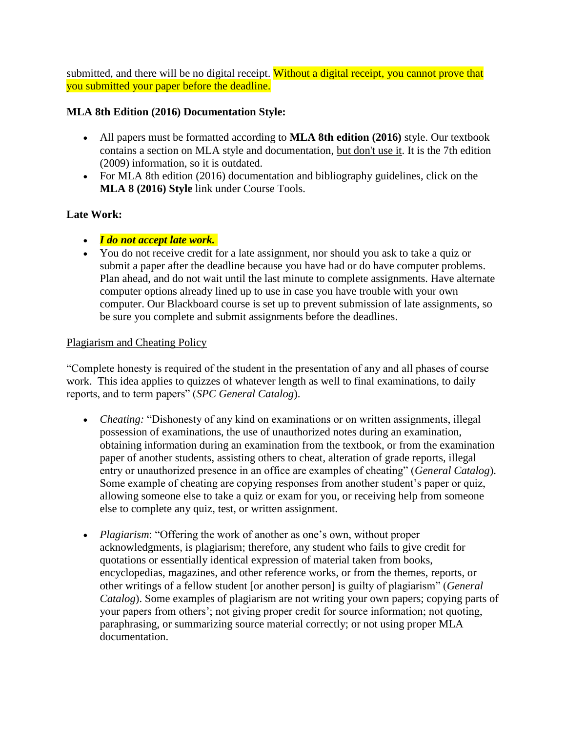submitted, and there will be no digital receipt. Without a digital receipt, you cannot prove that you submitted your paper before the deadline.

**MLA 8th Edition (2016) Documentation Style:**

- All papers must be formatted according to **MLA 8th edition (2016)** style. Our textbook contains a section on MLA style and documentation, but don't use it. It is the 7th edition (2009) information, so it is outdated.
- For MLA 8th edition (2016) documentation and bibliography guidelines, click on the **MLA 8 (2016) Style** link under Course Tools.

**Late Work:**

- ***I do not accept late work.***
- You do not receive credit for a late assignment, nor should you ask to take a quiz or submit a paper after the deadline because you have had or do have computer problems. Plan ahead, and do not wait until the last minute to complete assignments. Have alternate computer options already lined up to use in case you have trouble with your own computer. Our Blackboard course is set up to prevent submission of late assignments, so be sure you complete and submit assignments before the deadlines.

Plagiarism and Cheating Policy

"Complete honesty is required of the student in the presentation of any and all phases of course work. This idea applies to quizzes of whatever length as well to final examinations, to daily reports, and to term papers" (*SPC General Catalog*).

- *Cheating:* "Dishonesty of any kind on examinations or on written assignments, illegal possession of examinations, the use of unauthorized notes during an examination, obtaining information during an examination from the textbook, or from the examination paper of another students, assisting others to cheat, alteration of grade reports, illegal entry or unauthorized presence in an office are examples of cheating" (*General Catalog*). Some example of cheating are copying responses from another student's paper or quiz, allowing someone else to take a quiz or exam for you, or receiving help from someone else to complete any quiz, test, or written assignment.

- *Plagiarism*: "Offering the work of another as one's own, without proper acknowledgments, is plagiarism; therefore, any student who fails to give credit for quotations or essentially identical expression of material taken from books, encyclopedias, magazines, and other reference works, or from the themes, reports, or other writings of a fellow student [or another person] is guilty of plagiarism" (*General Catalog*). Some examples of plagiarism are not writing your own papers; copying parts of your papers from others'; not giving proper credit for source information; not quoting, paraphrasing, or summarizing source material correctly; or not using proper MLA documentation.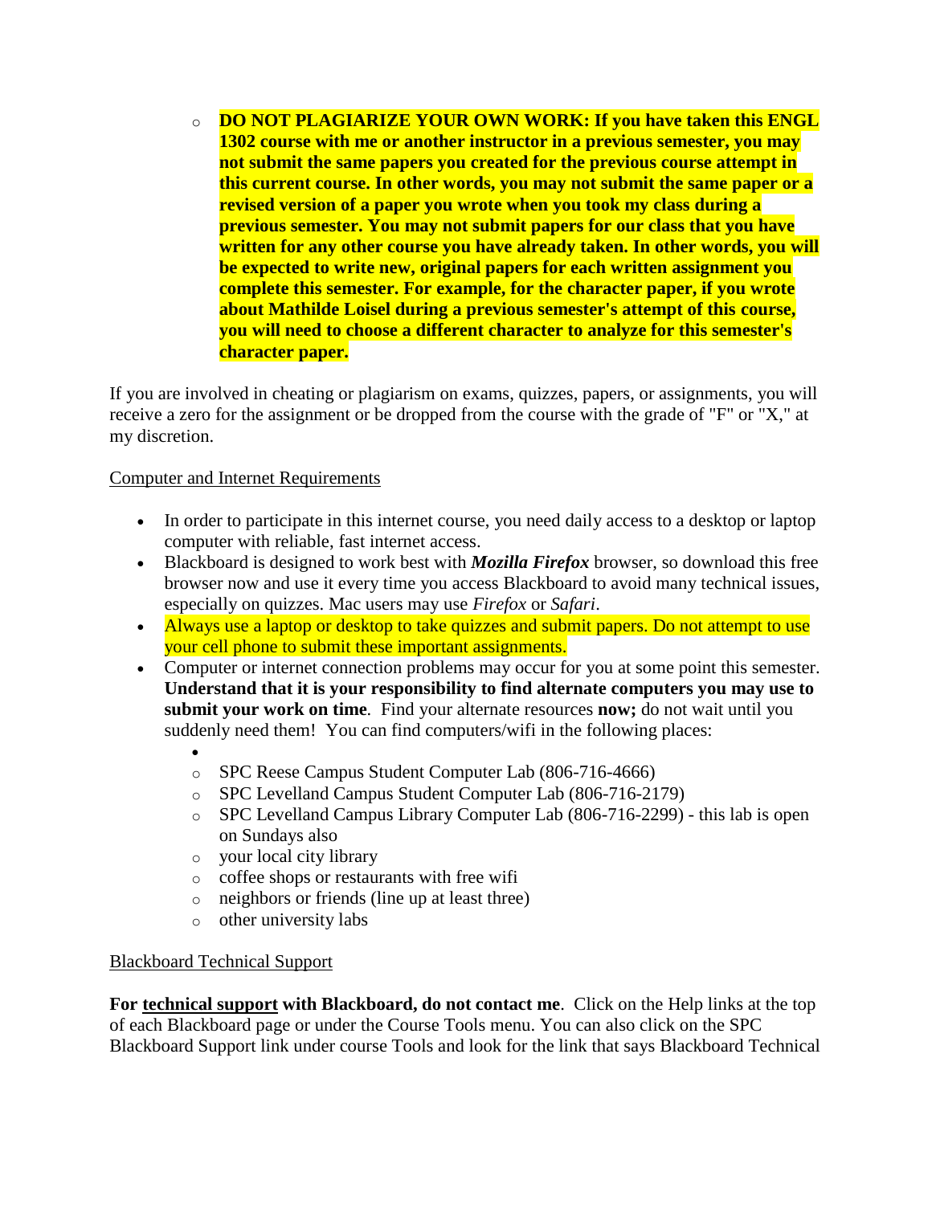- **DO NOT PLAGIARIZE YOUR OWN WORK: If you have taken this ENGL 1302 course with me or another instructor in a previous semester, you may not submit the same papers you created for the previous course attempt in this current course. In other words, you may not submit the same paper or a revised version of a paper you wrote when you took my class during a previous semester. You may not submit papers for our class that you have written for any other course you have already taken. In other words, you will be expected to write new, original papers for each written assignment you complete this semester. For example, for the character paper, if you wrote about Mathilde Loisel during a previous semester's attempt of this course, you will need to choose a different character to analyze for this semester's character paper.**

If you are involved in cheating or plagiarism on exams, quizzes, papers, or assignments, you will receive a zero for the assignment or be dropped from the course with the grade of "F" or "X," at my discretion.

Computer and Internet Requirements

- In order to participate in this internet course, you need daily access to a desktop or laptop computer with reliable, fast internet access.
- Blackboard is designed to work best with ***Mozilla Firefox*** browser, so download this free browser now and use it every time you access Blackboard to avoid many technical issues, especially on quizzes. Mac users may use *Firefox* or *Safari*.
- Always use a laptop or desktop to take quizzes and submit papers. Do not attempt to use your cell phone to submit these important assignments.
- Computer or internet connection problems may occur for you at some point this semester. **Understand that it is your responsibility to find alternate computers you may use to submit your work on time**. Find your alternate resources **now;** do not wait until you suddenly need them! You can find computers/wifi in the following places:
  - SPC Reese Campus Student Computer Lab (806-716-4666)
  - SPC Levelland Campus Student Computer Lab (806-716-2179)
  - SPC Levelland Campus Library Computer Lab (806-716-2299) - this lab is open on Sundays also
  - your local city library
  - coffee shops or restaurants with free wifi
  - neighbors or friends (line up at least three)
  - other university labs

Blackboard Technical Support

**For technical support with Blackboard, do not contact me**. Click on the Help links at the top of each Blackboard page or under the Course Tools menu. You can also click on the SPC Blackboard Support link under course Tools and look for the link that says Blackboard Technical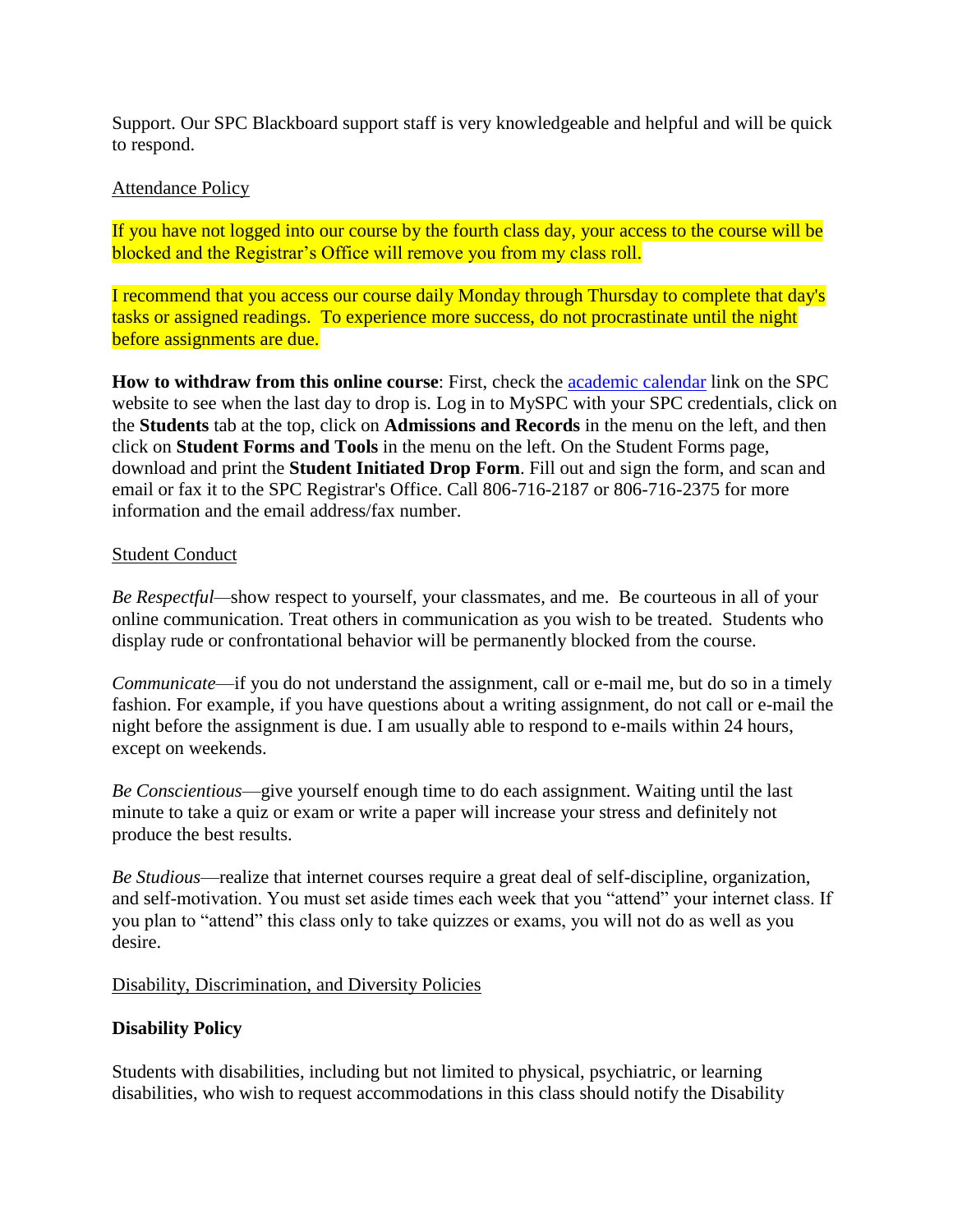Support. Our SPC Blackboard support staff is very knowledgeable and helpful and will be quick to respond.

Attendance Policy

If you have not logged into our course by the fourth class day, your access to the course will be blocked and the Registrar's Office will remove you from my class roll.

I recommend that you access our course daily Monday through Thursday to complete that day's tasks or assigned readings. To experience more success, do not procrastinate until the night before assignments are due.

**How to withdraw from this online course**: First, check the academic calendar link on the SPC website to see when the last day to drop is. Log in to MySPC with your SPC credentials, click on the **Students** tab at the top, click on **Admissions and Records** in the menu on the left, and then click on **Student Forms and Tools** in the menu on the left. On the Student Forms page, download and print the **Student Initiated Drop Form**. Fill out and sign the form, and scan and email or fax it to the SPC Registrar's Office. Call 806-716-2187 or 806-716-2375 for more information and the email address/fax number.

Student Conduct

*Be Respectful*—show respect to yourself, your classmates, and me. Be courteous in all of your online communication. Treat others in communication as you wish to be treated. Students who display rude or confrontational behavior will be permanently blocked from the course.

*Communicate*—if you do not understand the assignment, call or e-mail me, but do so in a timely fashion. For example, if you have questions about a writing assignment, do not call or e-mail the night before the assignment is due. I am usually able to respond to e-mails within 24 hours, except on weekends.

*Be Conscientious*—give yourself enough time to do each assignment. Waiting until the last minute to take a quiz or exam or write a paper will increase your stress and definitely not produce the best results.

*Be Studious*—realize that internet courses require a great deal of self-discipline, organization, and self-motivation. You must set aside times each week that you "attend" your internet class. If you plan to "attend" this class only to take quizzes or exams, you will not do as well as you desire.

Disability, Discrimination, and Diversity Policies

**Disability Policy**

Students with disabilities, including but not limited to physical, psychiatric, or learning disabilities, who wish to request accommodations in this class should notify the Disability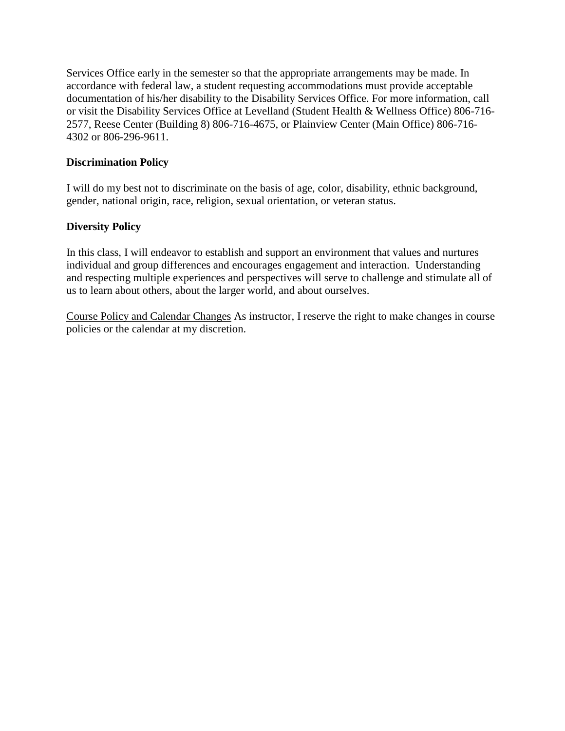Services Office early in the semester so that the appropriate arrangements may be made. In accordance with federal law, a student requesting accommodations must provide acceptable documentation of his/her disability to the Disability Services Office. For more information, call or visit the Disability Services Office at Levelland (Student Health & Wellness Office) 806-716-2577, Reese Center (Building 8) 806-716-4675, or Plainview Center (Main Office) 806-716-4302 or 806-296-9611.

**Discrimination Policy**

I will do my best not to discriminate on the basis of age, color, disability, ethnic background, gender, national origin, race, religion, sexual orientation, or veteran status.

**Diversity Policy**

In this class, I will endeavor to establish and support an environment that values and nurtures individual and group differences and encourages engagement and interaction. Understanding and respecting multiple experiences and perspectives will serve to challenge and stimulate all of us to learn about others, about the larger world, and about ourselves.

<u>Course Policy and Calendar Changes</u> As instructor, I reserve the right to make changes in course policies or the calendar at my discretion.